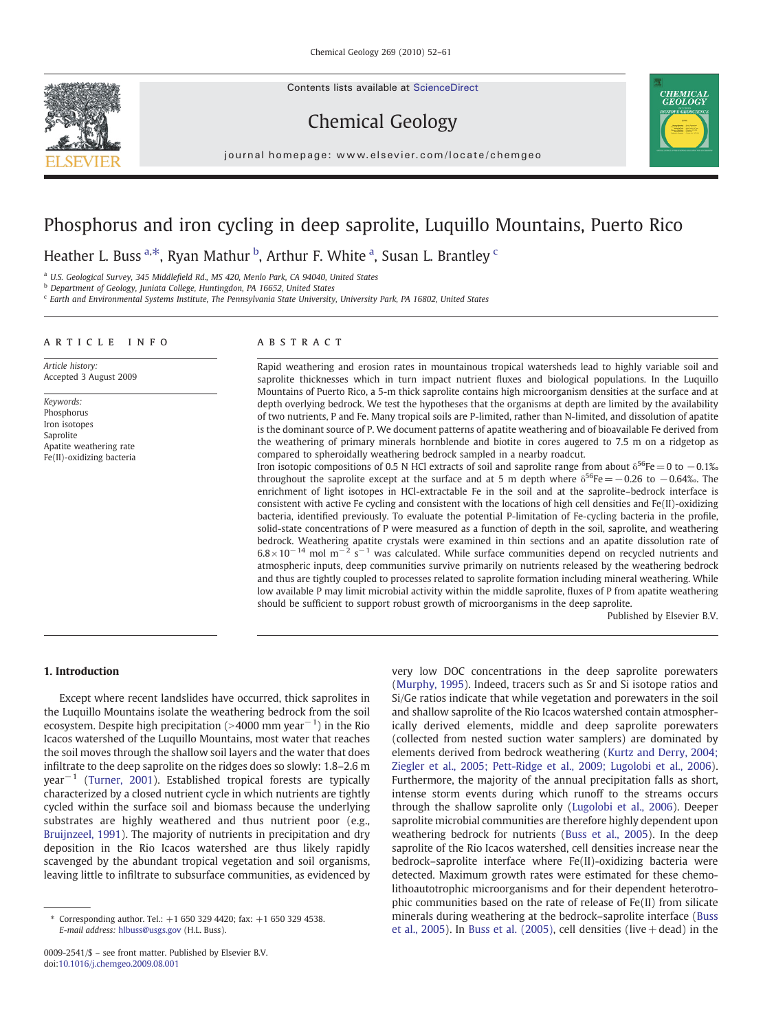# Phosphorus and iron cycling in deep saprolite, Luquillo Mountains, Puerto Rico

Heather L. Buss [a,*], Ryan Mathur [b], Arthur F. White [a], Susan L. Brantley [c]

[a] U.S. Geological Survey, 345 Middlefield Rd., MS 420, Menlo Park, CA 94040, United States
[b] Department of Geology, Juniata College, Huntingdon, PA 16652, United States
[c] Earth and Environmental Systems Institute, The Pennsylvania State University, University Park, PA 16802, United States

## ARTICLE INFO

*Article history:*
Accepted 3 August 2009

*Keywords:*
Phosphorus
Iron isotopes
Saprolite
Apatite weathering rate
Fe(II)-oxidizing bacteria

## ABSTRACT

Rapid weathering and erosion rates in mountainous tropical watersheds lead to highly variable soil and saprolite thicknesses which in turn impact nutrient fluxes and biological populations. In the Luquillo Mountains of Puerto Rico, a 5-m thick saprolite contains high microorganism densities at the surface and at depth overlying bedrock. We test the hypotheses that the organisms at depth are limited by the availability of two nutrients, P and Fe. Many tropical soils are P-limited, rather than N-limited, and dissolution of apatite is the dominant source of P. We document patterns of apatite weathering and of bioavailable Fe derived from the weathering of primary minerals hornblende and biotite in cores augered to 7.5 m on a ridgetop as compared to spheroidally weathering bedrock sampled in a nearby roadcut.

Iron isotopic compositions of 0.5 N HCl extracts of soil and saprolite range from about $\delta^{56}Fe = 0$ to $-0.1$‰ throughout the saprolite except at the surface and at 5 m depth where $\delta^{56}Fe = -0.26$ to $-0.64$‰. The enrichment of light isotopes in HCl-extractable Fe in the soil and at the saprolite–bedrock interface is consistent with active Fe cycling and consistent with the locations of high cell densities and Fe(II)-oxidizing bacteria, identified previously. To evaluate the potential P-limitation of Fe-cycling bacteria in the profile, solid-state concentrations of P were measured as a function of depth in the soil, saprolite, and weathering bedrock. Weathering apatite crystals were examined in thin sections and an apatite dissolution rate of $6.8 \times 10^{-14}$ mol $m^{-2}$ $s^{-1}$ was calculated. While surface communities depend on recycled nutrients and atmospheric inputs, deep communities survive primarily on nutrients released by the weathering bedrock and thus are tightly coupled to processes related to saprolite formation including mineral weathering. While low available P may limit microbial activity within the middle saprolite, fluxes of P from apatite weathering should be sufficient to support robust growth of microorganisms in the deep saprolite.

Published by Elsevier B.V.

## 1. Introduction

Except where recent landslides have occurred, thick saprolites in the Luquillo Mountains isolate the weathering bedrock from the soil ecosystem. Despite high precipitation (>4000 mm $year^{-1}$) in the Rio Icacos watershed of the Luquillo Mountains, most water that reaches the soil moves through the shallow soil layers and the water that does infiltrate to the deep saprolite on the ridges does so slowly: 1.8–2.6 m $year^{-1}$ (Turner, 2001). Established tropical forests are typically characterized by a closed nutrient cycle in which nutrients are tightly cycled within the surface soil and biomass because the underlying substrates are highly weathered and thus nutrient poor (e.g., Bruijnzeel, 1991). The majority of nutrients in precipitation and dry deposition in the Rio Icacos watershed are thus likely rapidly scavenged by the abundant tropical vegetation and soil organisms, leaving little to infiltrate to subsurface communities, as evidenced by very low DOC concentrations in the deep saprolite porewaters (Murphy, 1995). Indeed, tracers such as Sr and Si isotope ratios and Si/Ge ratios indicate that while vegetation and porewaters in the soil and shallow saprolite of the Rio Icacos watershed contain atmospherically derived elements, middle and deep saprolite porewaters (collected from nested suction water samplers) are dominated by elements derived from bedrock weathering (Kurtz and Derry, 2004; Ziegler et al., 2005; Pett-Ridge et al., 2009; Lugolobi et al., 2006). Furthermore, the majority of the annual precipitation falls as short, intense storm events during which runoff to the streams occurs through the shallow saprolite only (Lugolobi et al., 2006). Deeper saprolite microbial communities are therefore highly dependent upon weathering bedrock for nutrients (Buss et al., 2005). In the deep saprolite of the Rio Icacos watershed, cell densities increase near the bedrock–saprolite interface where Fe(II)-oxidizing bacteria were detected. Maximum growth rates were estimated for these chemolithoautotrophic microorganisms and for their dependent heterotrophic communities based on the rate of release of Fe(II) from silicate minerals during weathering at the bedrock–saprolite interface (Buss et al., 2005). In Buss et al. (2005), cell densities (live + dead) in the

\* Corresponding author. Tel.: +1 650 329 4420; fax: +1 650 329 4538.
*E-mail address:* hlbuss@usgs.gov (H.L. Buss).

0009-2541/$ – see front matter. Published by Elsevier B.V.
doi:10.1016/j.chemgeo.2009.08.001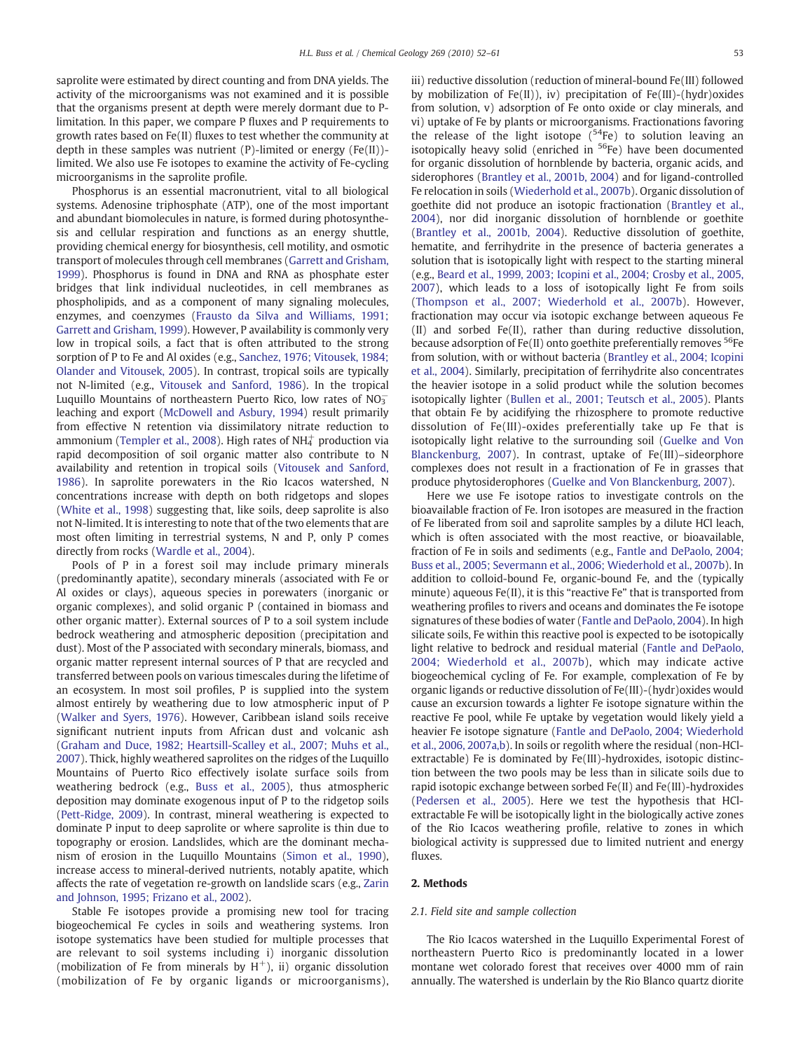saprolite were estimated by direct counting and from DNA yields. The activity of the microorganisms was not examined and it is possible that the organisms present at depth were merely dormant due to P-limitation. In this paper, we compare P fluxes and P requirements to growth rates based on Fe(II) fluxes to test whether the community at depth in these samples was nutrient (P)-limited or energy (Fe(II))-limited. We also use Fe isotopes to examine the activity of Fe-cycling microorganisms in the saprolite profile.

Phosphorus is an essential macronutrient, vital to all biological systems. Adenosine triphosphate (ATP), one of the most important and abundant biomolecules in nature, is formed during photosynthesis and cellular respiration and functions as an energy shuttle, providing chemical energy for biosynthesis, cell motility, and osmotic transport of molecules through cell membranes (Garrett and Grisham, 1999). Phosphorus is found in DNA and RNA as phosphate ester bridges that link individual nucleotides, in cell membranes as phospholipids, and as a component of many signaling molecules, enzymes, and coenzymes (Frausto da Silva and Williams, 1991; Garrett and Grisham, 1999). However, P availability is commonly very low in tropical soils, a fact that is often attributed to the strong sorption of P to Fe and Al oxides (e.g., Sanchez, 1976; Vitousek, 1984; Olander and Vitousek, 2005). In contrast, tropical soils are typically not N-limited (e.g., Vitousek and Sanford, 1986). In the tropical Luquillo Mountains of northeastern Puerto Rico, low rates of $NO_3^-$ leaching and export (McDowell and Asbury, 1994) result primarily from effective N retention via dissimilatory nitrate reduction to ammonium (Templer et al., 2008). High rates of $NH_4^+$ production via rapid decomposition of soil organic matter also contribute to N availability and retention in tropical soils (Vitousek and Sanford, 1986). In saprolite porewaters in the Rio Icacos watershed, N concentrations increase with depth on both ridgetops and slopes (White et al., 1998) suggesting that, like soils, deep saprolite is also not N-limited. It is interesting to note that of the two elements that are most often limiting in terrestrial systems, N and P, only P comes directly from rocks (Wardle et al., 2004).

Pools of P in a forest soil may include primary minerals (predominantly apatite), secondary minerals (associated with Fe or Al oxides or clays), aqueous species in porewaters (inorganic or organic complexes), and solid organic P (contained in biomass and other organic matter). External sources of P to a soil system include bedrock weathering and atmospheric deposition (precipitation and dust). Most of the P associated with secondary minerals, biomass, and organic matter represent internal sources of P that are recycled and transferred between pools on various timescales during the lifetime of an ecosystem. In most soil profiles, P is supplied into the system almost entirely by weathering due to low atmospheric input of P (Walker and Syers, 1976). However, Caribbean island soils receive significant nutrient inputs from African dust and volcanic ash (Graham and Duce, 1982; Heartsill-Scalley et al., 2007; Muhs et al., 2007). Thick, highly weathered saprolites on the ridges of the Luquillo Mountains of Puerto Rico effectively isolate surface soils from weathering bedrock (e.g., Buss et al., 2005), thus atmospheric deposition may dominate exogenous input of P to the ridgetop soils (Pett-Ridge, 2009). In contrast, mineral weathering is expected to dominate P input to deep saprolite or where saprolite is thin due to topography or erosion. Landslides, which are the dominant mechanism of erosion in the Luquillo Mountains (Simon et al., 1990), increase access to mineral-derived nutrients, notably apatite, which affects the rate of vegetation re-growth on landslide scars (e.g., Zarin and Johnson, 1995; Frizano et al., 2002).

Stable Fe isotopes provide a promising new tool for tracing biogeochemical Fe cycles in soils and weathering systems. Iron isotope systematics have been studied for multiple processes that are relevant to soil systems including i) inorganic dissolution (mobilization of Fe from minerals by $H^+$), ii) organic dissolution (mobilization of Fe by organic ligands or microorganisms), iii) reductive dissolution (reduction of mineral-bound Fe(III) followed by mobilization of Fe(II)), iv) precipitation of Fe(III)-(hydr)oxides from solution, v) adsorption of Fe onto oxide or clay minerals, and vi) uptake of Fe by plants or microorganisms. Fractionations favoring the release of the light isotope ($^{54}$Fe) to solution leaving an isotopically heavy solid (enriched in $^{56}$Fe) have been documented for organic dissolution of hornblende by bacteria, organic acids, and siderophores (Brantley et al., 2001b, 2004) and for ligand-controlled Fe relocation in soils (Wiederhold et al., 2007b). Organic dissolution of goethite did not produce an isotopic fractionation (Brantley et al., 2004), nor did inorganic dissolution of hornblende or goethite (Brantley et al., 2001b, 2004). Reductive dissolution of goethite, hematite, and ferrihydrite in the presence of bacteria generates a solution that is isotopically light with respect to the starting mineral (e.g., Beard et al., 1999, 2003; Icopini et al., 2004; Crosby et al., 2005, 2007), which leads to a loss of isotopically light Fe from soils (Thompson et al., 2007; Wiederhold et al., 2007b). However, fractionation may occur via isotopic exchange between aqueous Fe (II) and sorbed Fe(II), rather than during reductive dissolution, because adsorption of Fe(II) onto goethite preferentially removes $^{56}$Fe from solution, with or without bacteria (Brantley et al., 2004; Icopini et al., 2004). Similarly, precipitation of ferrihydrite also concentrates the heavier isotope in a solid product while the solution becomes isotopically lighter (Bullen et al., 2001; Teutsch et al., 2005). Plants that obtain Fe by acidifying the rhizosphere to promote reductive dissolution of Fe(III)-oxides preferentially take up Fe that is isotopically light relative to the surrounding soil (Guelke and Von Blanckenburg, 2007). In contrast, uptake of Fe(III)–sideorphore complexes does not result in a fractionation of Fe in grasses that produce phytosiderophores (Guelke and Von Blanckenburg, 2007).

Here we use Fe isotope ratios to investigate controls on the bioavailable fraction of Fe. Iron isotopes are measured in the fraction of Fe liberated from soil and saprolite samples by a dilute HCl leach, which is often associated with the most reactive, or bioavailable, fraction of Fe in soils and sediments (e.g., Fantle and DePaolo, 2004; Buss et al., 2005; Severmann et al., 2006; Wiederhold et al., 2007b). In addition to colloid-bound Fe, organic-bound Fe, and the (typically minute) aqueous Fe(II), it is this "reactive Fe" that is transported from weathering profiles to rivers and oceans and dominates the Fe isotope signatures of these bodies of water (Fantle and DePaolo, 2004). In high silicate soils, Fe within this reactive pool is expected to be isotopically light relative to bedrock and residual material (Fantle and DePaolo, 2004; Wiederhold et al., 2007b), which may indicate active biogeochemical cycling of Fe. For example, complexation of Fe by organic ligands or reductive dissolution of Fe(III)-(hydr)oxides would cause an excursion towards a lighter Fe isotope signature within the reactive Fe pool, while Fe uptake by vegetation would likely yield a heavier Fe isotope signature (Fantle and DePaolo, 2004; Wiederhold et al., 2006, 2007a,b). In soils or regolith where the residual (non-HCl-extractable) Fe is dominated by Fe(III)-hydroxides, isotopic distinction between the two pools may be less than in silicate soils due to rapid isotopic exchange between sorbed Fe(II) and Fe(III)-hydroxides (Pedersen et al., 2005). Here we test the hypothesis that HCl-extractable Fe will be isotopically light in the biologically active zones of the Rio Icacos weathering profile, relative to zones in which biological activity is suppressed due to limited nutrient and energy fluxes.

## 2. Methods

### 2.1. Field site and sample collection

The Rio Icacos watershed in the Luquillo Experimental Forest of northeastern Puerto Rico is predominantly located in a lower montane wet colorado forest that receives over 4000 mm of rain annually. The watershed is underlain by the Rio Blanco quartz diorite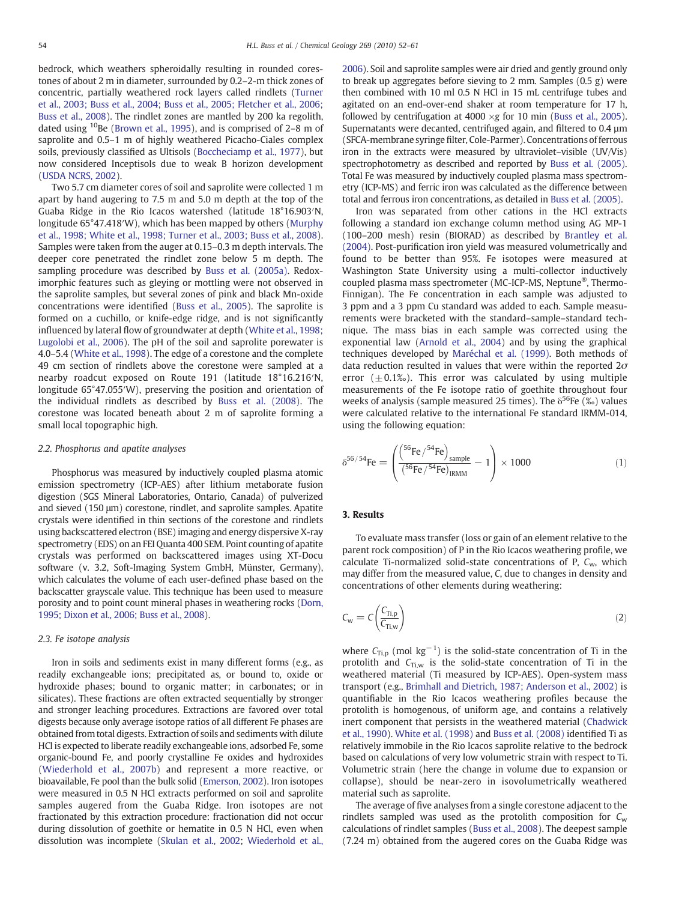bedrock, which weathers spheroidally resulting in rounded corestones of about 2 m in diameter, surrounded by 0.2–2-m thick zones of concentric, partially weathered rock layers called rindlets (Turner et al., 2003; Buss et al., 2004; Buss et al., 2005; Fletcher et al., 2006; Buss et al., 2008). The rindlet zones are mantled by 200 ka regolith, dated using $^{10}$Be (Brown et al., 1995), and is comprised of 2–8 m of saprolite and 0.5–1 m of highly weathered Picacho-Ciales complex soils, previously classified as Ultisols (Boccheciamp et al., 1977), but now considered Inceptisols due to weak B horizon development (USDA NCRS, 2002).

Two 5.7 cm diameter cores of soil and saprolite were collected 1 m apart by hand augering to 7.5 m and 5.0 m depth at the top of the Guaba Ridge in the Rio Icacos watershed (latitude 18°16.903′N, longitude 65°47.418′W), which has been mapped by others (Murphy et al., 1998; White et al., 1998; Turner et al., 2003; Buss et al., 2008). Samples were taken from the auger at 0.15–0.3 m depth intervals. The deeper core penetrated the rindlet zone below 5 m depth. The sampling procedure was described by Buss et al. (2005a). Redoximorphic features such as gleying or mottling were not observed in the saprolite samples, but several zones of pink and black Mn-oxide concentrations were identified (Buss et al., 2005). The saprolite is formed on a cuchillo, or knife-edge ridge, and is not significantly influenced by lateral flow of groundwater at depth (White et al., 1998; Lugolobi et al., 2006). The pH of the soil and saprolite porewater is 4.0–5.4 (White et al., 1998). The edge of a corestone and the complete 49 cm section of rindlets above the corestone were sampled at a nearby roadcut exposed on Route 191 (latitude 18°16.216′N, longitude 65°47.055′W), preserving the position and orientation of the individual rindlets as described by Buss et al. (2008). The corestone was located beneath about 2 m of saprolite forming a small local topographic high.

### 2.2. Phosphorus and apatite analyses

Phosphorus was measured by inductively coupled plasma atomic emission spectrometry (ICP-AES) after lithium metaborate fusion digestion (SGS Mineral Laboratories, Ontario, Canada) of pulverized and sieved (150 μm) corestone, rindlet, and saprolite samples. Apatite crystals were identified in thin sections of the corestone and rindlets using backscattered electron (BSE) imaging and energy dispersive X-ray spectrometry (EDS) on an FEI Quanta 400 SEM. Point counting of apatite crystals was performed on backscattered images using XT-Docu software (v. 3.2, Soft-Imaging System GmbH, Münster, Germany), which calculates the volume of each user-defined phase based on the backscatter grayscale value. This technique has been used to measure porosity and to point count mineral phases in weathering rocks (Dorn, 1995; Dixon et al., 2006; Buss et al., 2008).

### 2.3. Fe isotope analysis

Iron in soils and sediments exist in many different forms (e.g., as readily exchangeable ions; precipitated as, or bound to, oxide or hydroxide phases; bound to organic matter; in carbonates; or in silicates). These fractions are often extracted sequentially by stronger and stronger leaching procedures. Extractions are favored over total digests because only average isotope ratios of all different Fe phases are obtained from total digests. Extraction of soils and sediments with dilute HCl is expected to liberate readily exchangeable ions, adsorbed Fe, some organic-bound Fe, and poorly crystalline Fe oxides and hydroxides (Wiederhold et al., 2007b) and represent a more reactive, or bioavailable, Fe pool than the bulk solid (Emerson, 2002). Iron isotopes were measured in 0.5 N HCl extracts performed on soil and saprolite samples augered from the Guaba Ridge. Iron isotopes are not fractionated by this extraction procedure: fractionation did not occur during dissolution of goethite or hematite in 0.5 N HCl, even when dissolution was incomplete (Skulan et al., 2002; Wiederhold et al., 2006). Soil and saprolite samples were air dried and gently ground only to break up aggregates before sieving to 2 mm. Samples (0.5 g) were then combined with 10 ml 0.5 N HCl in 15 mL centrifuge tubes and agitated on an end-over-end shaker at room temperature for 17 h, followed by centrifugation at 4000 ×g for 10 min (Buss et al., 2005). Supernatants were decanted, centrifuged again, and filtered to 0.4 μm (SFCA-membrane syringe filter, Cole-Parmer). Concentrations of ferrous iron in the extracts were measured by ultraviolet–visible (UV/Vis) spectrophotometry as described and reported by Buss et al. (2005). Total Fe was measured by inductively coupled plasma mass spectrometry (ICP-MS) and ferric iron was calculated as the difference between total and ferrous iron concentrations, as detailed in Buss et al. (2005).

Iron was separated from other cations in the HCl extracts following a standard ion exchange column method using AG MP-1 (100–200 mesh) resin (BIORAD) as described by Brantley et al. (2004). Post-purification iron yield was measured volumetrically and found to be better than 95%. Fe isotopes were measured at Washington State University using a multi-collector inductively coupled plasma mass spectrometer (MC-ICP-MS, Neptune®, Thermo-Finnigan). The Fe concentration in each sample was adjusted to 3 ppm and a 3 ppm Cu standard was added to each. Sample measurements were bracketed with the standard–sample–standard technique. The mass bias in each sample was corrected using the exponential law (Arnold et al., 2004) and by using the graphical techniques developed by Maréchal et al. (1999). Both methods of data reduction resulted in values that were within the reported 2$\sigma$ error (±0.1‰). This error was calculated by using multiple measurements of the Fe isotope ratio of goethite throughout four weeks of analysis (sample measured 25 times). The $\delta^{56}$Fe (‰) values were calculated relative to the international Fe standard IRMM-014, using the following equation:

$$\delta^{56/54}\mathrm{Fe} = \left(\frac{\left(^{56}\mathrm{Fe}/^{54}\mathrm{Fe}\right)_{\mathrm{sample}}}{\left(^{56}\mathrm{Fe}/^{54}\mathrm{Fe}\right)_{\mathrm{IRMM}}} - 1\right) \times 1000 \tag{1}$$

## 3. Results

To evaluate mass transfer (loss or gain of an element relative to the parent rock composition) of P in the Rio Icacos weathering profile, we calculate Ti-normalized solid-state concentrations of P, $C_w$, which may differ from the measured value, $C$, due to changes in density and concentrations of other elements during weathering:

$$C_w = C\left(\frac{C_{Ti,p}}{C_{Ti,w}}\right) \tag{2}$$

where $C_{Ti,p}$ (mol kg$^{-1}$) is the solid-state concentration of Ti in the protolith and $C_{Ti,w}$ is the solid-state concentration of Ti in the weathered material (Ti measured by ICP-AES). Open-system mass transport (e.g., Brimhall and Dietrich, 1987; Anderson et al., 2002) is quantifiable in the Rio Icacos weathering profiles because the protolith is homogenous, of uniform age, and contains a relatively inert component that persists in the weathered material (Chadwick et al., 1990). White et al. (1998) and Buss et al. (2008) identified Ti as relatively immobile in the Rio Icacos saprolite relative to the bedrock based on calculations of very low volumetric strain with respect to Ti. Volumetric strain (here the change in volume due to expansion or collapse), should be near-zero in isovolumetrically weathered material such as saprolite.

The average of five analyses from a single corestone adjacent to the rindlets sampled was used as the protolith composition for $C_w$ calculations of rindlet samples (Buss et al., 2008). The deepest sample (7.24 m) obtained from the augered cores on the Guaba Ridge was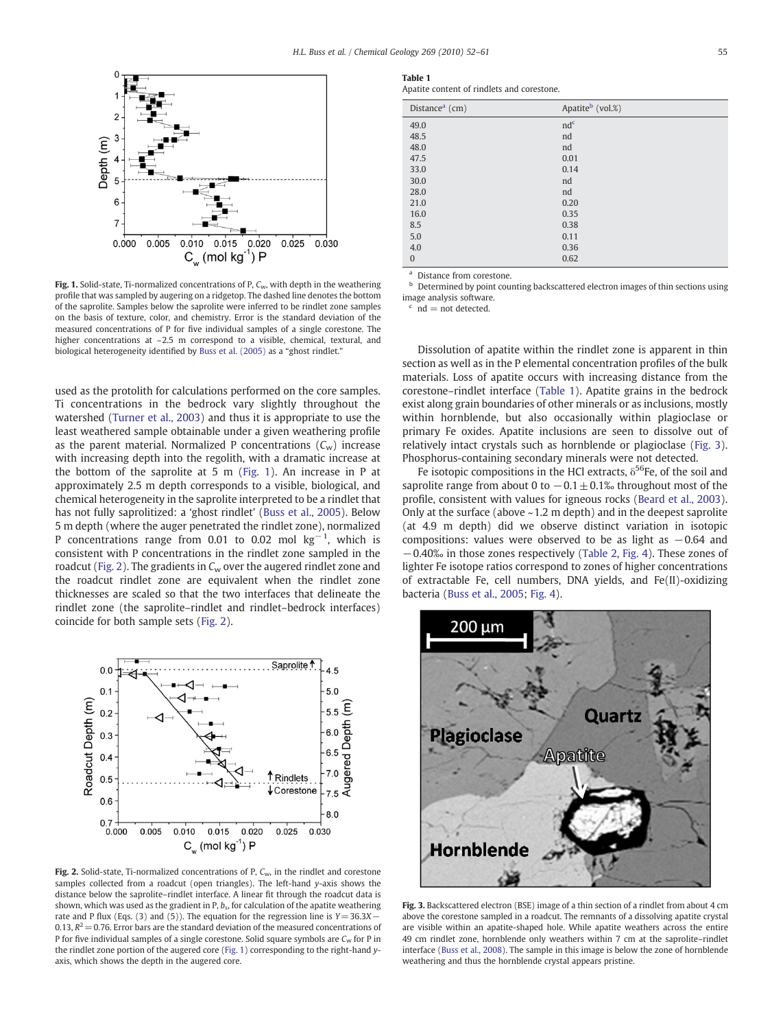Fig. 1. Solid-state, Ti-normalized concentrations of P, $C_w$, with depth in the weathering profile that was sampled by augering on a ridgetop. The dashed line denotes the bottom of the saprolite. Samples below the saprolite were inferred to be rindlet zone samples on the basis of texture, color, and chemistry. Error is the standard deviation of the measured concentrations of P for five individual samples of a single corestone. The higher concentrations at ~2.5 m correspond to a visible, chemical, textural, and biological heterogeneity identified by Buss et al. (2005) as a "ghost rindlet."

used as the protolith for calculations performed on the core samples. Ti concentrations in the bedrock vary slightly throughout the watershed (Turner et al., 2003) and thus it is appropriate to use the least weathered sample obtainable under a given weathering profile as the parent material. Normalized P concentrations ($C_w$) increase with increasing depth into the regolith, with a dramatic increase at the bottom of the saprolite at 5 m (Fig. 1). An increase in P at approximately 2.5 m depth corresponds to a visible, biological, and chemical heterogeneity in the saprolite interpreted to be a rindlet that has not fully saprolitized: a 'ghost rindlet' (Buss et al., 2005). Below 5 m depth (where the auger penetrated the rindlet zone), normalized P concentrations range from 0.01 to 0.02 mol $kg^{-1}$, which is consistent with P concentrations in the rindlet zone sampled in the roadcut (Fig. 2). The gradients in $C_w$ over the augered rindlet zone and the roadcut rindlet zone are equivalent when the rindlet zone thicknesses are scaled so that the two interfaces that delineate the rindlet zone (the saprolite–rindlet and rindlet–bedrock interfaces) coincide for both sample sets (Fig. 2).

Fig. 2. Solid-state, Ti-normalized concentrations of P, $C_w$, in the rindlet and corestone samples collected from a roadcut (open triangles). The left-hand y-axis shows the distance below the saprolite–rindlet interface. A linear fit through the roadcut data is shown, which was used as the gradient in P, $b_s$, for calculation of the apatite weathering rate and P flux (Eqs. (3) and (5)). The equation for the regression line is $Y = 36.3X - 0.13$, $R^2 = 0.76$. Error bars are the standard deviation of the measured concentrations of P for five individual samples of a single corestone. Solid square symbols are $C_w$ for P in the rindlet zone portion of the augered core (Fig. 1) corresponding to the right-hand y-axis, which shows the depth in the augered core.

**Table 1**
Apatite content of rindlets and corestone.

| Distance[a] (cm) | Apatite[b] (vol.%) |
|---|---|
| 49.0 | nd[c] |
| 48.5 | nd |
| 48.0 | nd |
| 47.5 | 0.01 |
| 33.0 | 0.14 |
| 30.0 | nd |
| 28.0 | nd |
| 21.0 | 0.20 |
| 16.0 | 0.35 |
| 8.5 | 0.38 |
| 5.0 | 0.11 |
| 4.0 | 0.36 |
| 0 | 0.62 |

[a] Distance from corestone.
[b] Determined by point counting backscattered electron images of thin sections using image analysis software.
[c] nd = not detected.

Dissolution of apatite within the rindlet zone is apparent in thin section as well as in the P elemental concentration profiles of the bulk materials. Loss of apatite occurs with increasing distance from the corestone–rindlet interface (Table 1). Apatite grains in the bedrock exist along grain boundaries of other minerals or as inclusions, mostly within hornblende, but also occasionally within plagioclase or primary Fe oxides. Apatite inclusions are seen to dissolve out of relatively intact crystals such as hornblende or plagioclase (Fig. 3). Phosphorus-containing secondary minerals were not detected.

Fe isotopic compositions in the HCl extracts, $\delta^{56}$Fe, of the soil and saprolite range from about 0 to $-0.1 \pm 0.1$‰ throughout most of the profile, consistent with values for igneous rocks (Beard et al., 2003). Only at the surface (above ~1.2 m depth) and in the deepest saprolite (at 4.9 m depth) did we observe distinct variation in isotopic compositions: values were observed to be as light as $-0.64$ and $-0.40$‰ in those zones respectively (Table 2, Fig. 4). These zones of lighter Fe isotope ratios correspond to zones of higher concentrations of extractable Fe, cell numbers, DNA yields, and Fe(II)-oxidizing bacteria (Buss et al., 2005; Fig. 4).

Fig. 3. Backscattered electron (BSE) image of a thin section of a rindlet from about 4 cm above the corestone sampled in a roadcut. The remnants of a dissolving apatite crystal are visible within an apatite-shaped hole. While apatite weathers across the entire 49 cm rindlet zone, hornblende only weathers within 7 cm at the saprolite–rindlet interface (Buss et al., 2008). The sample in this image is below the zone of hornblende weathering and thus the hornblende crystal appears pristine.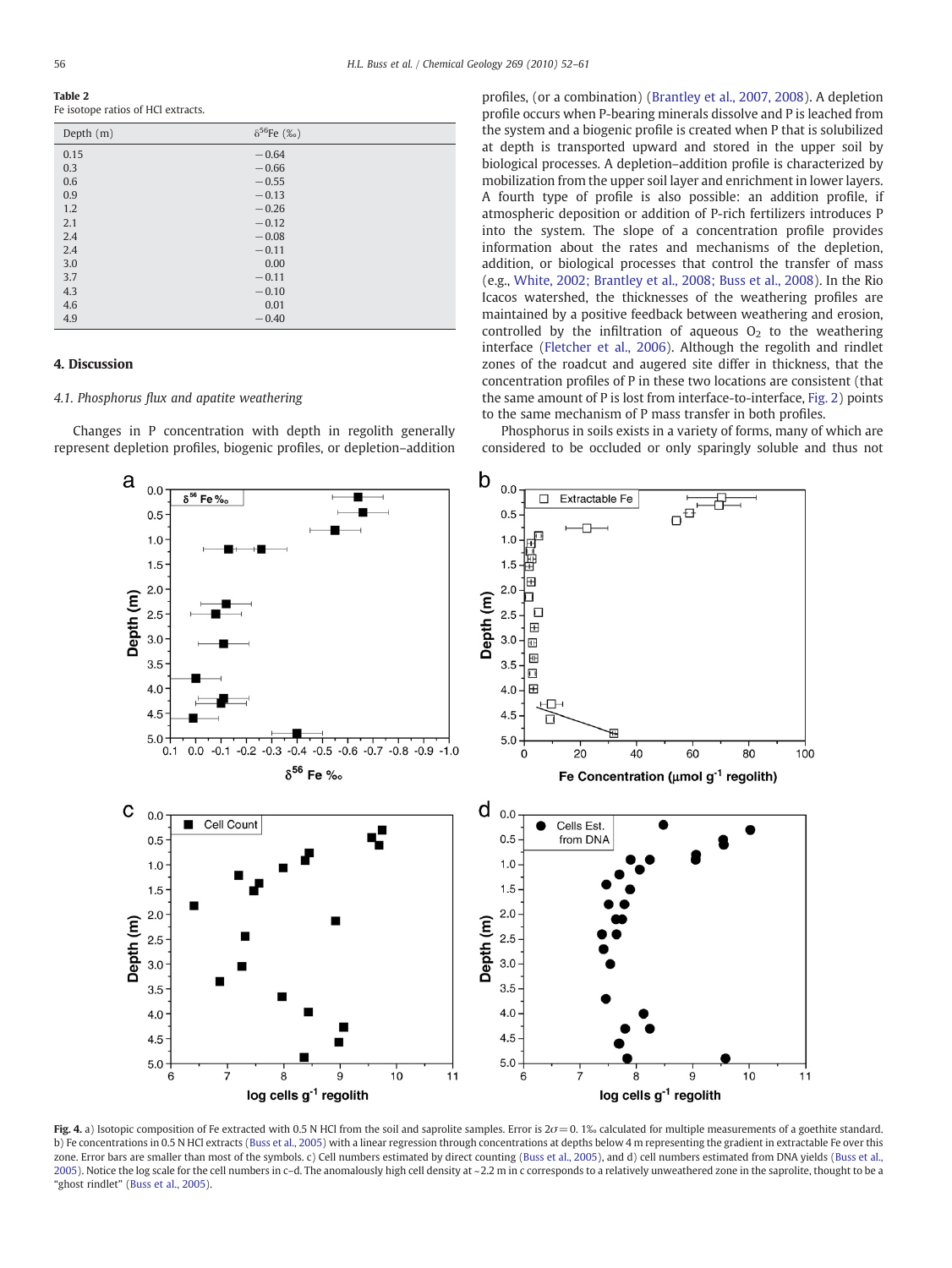**Table 2**
Fe isotope ratios of HCl extracts.

| Depth (m) | $\delta^{56}$Fe (‰) |
|---|---|
| 0.15 | −0.64 |
| 0.3 | −0.66 |
| 0.6 | −0.55 |
| 0.9 | −0.13 |
| 1.2 | −0.26 |
| 2.1 | −0.12 |
| 2.4 | −0.08 |
| 2.4 | −0.11 |
| 3.0 | 0.00 |
| 3.7 | −0.11 |
| 4.3 | −0.10 |
| 4.6 | 0.01 |
| 4.9 | −0.40 |

## 4. Discussion

### 4.1. Phosphorus flux and apatite weathering

Changes in P concentration with depth in regolith generally represent depletion profiles, biogenic profiles, or depletion–addition profiles, (or a combination) (Brantley et al., 2007, 2008). A depletion profile occurs when P-bearing minerals dissolve and P is leached from the system and a biogenic profile is created when P that is solubilized at depth is transported upward and stored in the upper soil by biological processes. A depletion–addition profile is characterized by mobilization from the upper soil layer and enrichment in lower layers. A fourth type of profile is also possible: an addition profile, if atmospheric deposition or addition of P-rich fertilizers introduces P into the system. The slope of a concentration profile provides information about the rates and mechanisms of the depletion, addition, or biological processes that control the transfer of mass (e.g., White, 2002; Brantley et al., 2008; Buss et al., 2008). In the Rio Icacos watershed, the thicknesses of the weathering profiles are maintained by a positive feedback between weathering and erosion, controlled by the infiltration of aqueous $O_2$ to the weathering interface (Fletcher et al., 2006). Although the regolith and rindlet zones of the roadcut and augered site differ in thickness, that the concentration profiles of P in these two locations are consistent (that the same amount of P is lost from interface-to-interface, Fig. 2) points to the same mechanism of P mass transfer in both profiles.

Phosphorus in soils exists in a variety of forms, many of which are considered to be occluded or only sparingly soluble and thus not

**Fig. 4.** a) Isotopic composition of Fe extracted with 0.5 N HCl from the soil and saprolite samples. Error is $2\sigma = 0.1$‰ calculated for multiple measurements of a goethite standard. b) Fe concentrations in 0.5 N HCl extracts (Buss et al., 2005) with a linear regression through concentrations at depths below 4 m representing the gradient in extractable Fe over this zone. Error bars are smaller than most of the symbols. c) Cell numbers estimated by direct counting (Buss et al., 2005), and d) cell numbers estimated from DNA yields (Buss et al., 2005). Notice the log scale for the cell numbers in c–d. The anomalously high cell density at ~2.2 m in c corresponds to a relatively unweathered zone in the saprolite, thought to be a "ghost rindlet" (Buss et al., 2005).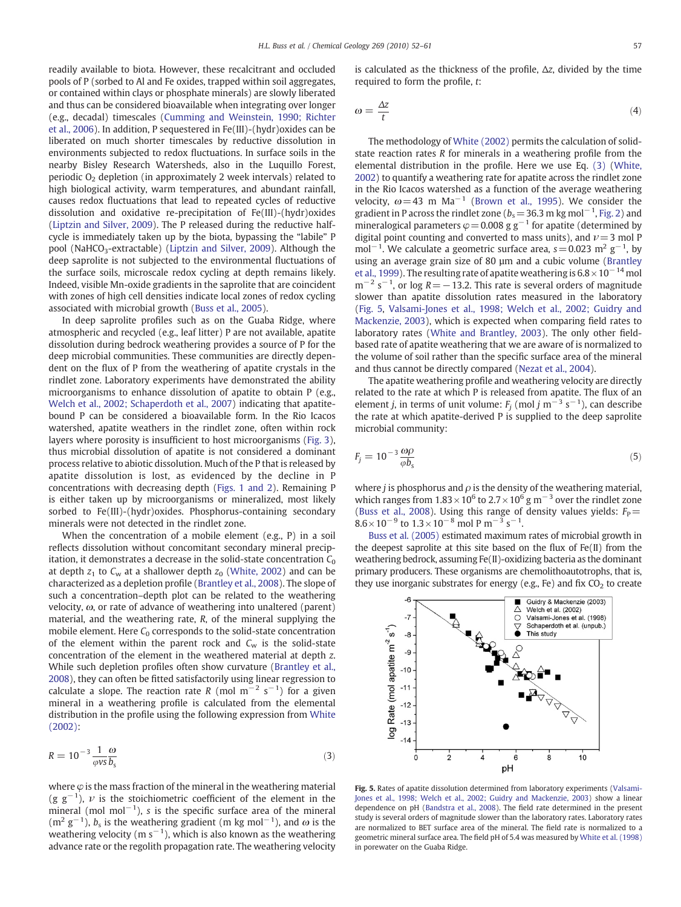readily available to biota. However, these recalcitrant and occluded pools of P (sorbed to Al and Fe oxides, trapped within soil aggregates, or contained within clays or phosphate minerals) are slowly liberated and thus can be considered bioavailable when integrating over longer (e.g., decadal) timescales (Cumming and Weinstein, 1990; Richter et al., 2006). In addition, P sequestered in Fe(III)-(hydr)oxides can be liberated on much shorter timescales by reductive dissolution in environments subjected to redox fluctuations. In surface soils in the nearby Bisley Research Watersheds, also in the Luquillo Forest, periodic $O_2$ depletion (in approximately 2 week intervals) related to high biological activity, warm temperatures, and abundant rainfall, causes redox fluctuations that lead to repeated cycles of reductive dissolution and oxidative re-precipitation of Fe(III)-(hydr)oxides (Liptzin and Silver, 2009). The P released during the reductive half-cycle is immediately taken up by the biota, bypassing the "labile" P pool ($NaHCO_3$-extractable) (Liptzin and Silver, 2009). Although the deep saprolite is not subjected to the environmental fluctuations of the surface soils, microscale redox cycling at depth remains likely. Indeed, visible Mn-oxide gradients in the saprolite that are coincident with zones of high cell densities indicate local zones of redox cycling associated with microbial growth (Buss et al., 2005).

In deep saprolite profiles such as on the Guaba Ridge, where atmospheric and recycled (e.g., leaf litter) P are not available, apatite dissolution during bedrock weathering provides a source of P for the deep microbial communities. These communities are directly dependent on the flux of P from the weathering of apatite crystals in the rindlet zone. Laboratory experiments have demonstrated the ability microorganisms to enhance dissolution of apatite to obtain P (e.g., Welch et al., 2002; Schaperdoth et al., 2007) indicating that apatite-bound P can be considered a bioavailable form. In the Rio Icacos watershed, apatite weathers in the rindlet zone, often within rock layers where porosity is insufficient to host microorganisms (Fig. 3), thus microbial dissolution of apatite is not considered a dominant process relative to abiotic dissolution. Much of the P that is released by apatite dissolution is lost, as evidenced by the decline in P concentrations with decreasing depth (Figs. 1 and 2). Remaining P is either taken up by microorganisms or mineralized, most likely sorbed to Fe(III)-(hydr)oxides. Phosphorus-containing secondary minerals were not detected in the rindlet zone.

When the concentration of a mobile element (e.g., P) in a soil reflects dissolution without concomitant secondary mineral precipitation, it demonstrates a decrease in the solid-state concentration $C_0$ at depth $z_1$ to $C_w$ at a shallower depth $z_0$ (White, 2002) and can be characterized as a depletion profile (Brantley et al., 2008). The slope of such a concentration–depth plot can be related to the weathering velocity, $\omega$, or rate of advance of weathering into unaltered (parent) material, and the weathering rate, $R$, of the mineral supplying the mobile element. Here $C_0$ corresponds to the solid-state concentration of the element within the parent rock and $C_w$ is the solid-state concentration of the element in the weathered material at depth $z$. While such depletion profiles often show curvature (Brantley et al., 2008), they can often be fitted satisfactorily using linear regression to calculate a slope. The reaction rate $R$ (mol $m^{-2}$ $s^{-1}$) for a given mineral in a weathering profile is calculated from the elemental distribution in the profile using the following expression from White (2002):

$$R = 10^{-3}\frac{1}{\varphi \nu s}\frac{\omega}{b_s} \tag{3}$$

where $\varphi$ is the mass fraction of the mineral in the weathering material (g $g^{-1}$), $\nu$ is the stoichiometric coefficient of the element in the mineral (mol $mol^{-1}$), $s$ is the specific surface area of the mineral ($m^2$ $g^{-1}$), $b_s$ is the weathering gradient (m kg $mol^{-1}$), and $\omega$ is the weathering velocity (m $s^{-1}$), which is also known as the weathering advance rate or the regolith propagation rate. The weathering velocity is calculated as the thickness of the profile, $\Delta z$, divided by the time required to form the profile, $t$:

$$\omega = \frac{\Delta z}{t} \tag{4}$$

The methodology of White (2002) permits the calculation of solid-state reaction rates $R$ for minerals in a weathering profile from the elemental distribution in the profile. Here we use Eq. (3) (White, 2002) to quantify a weathering rate for apatite across the rindlet zone in the Rio Icacos watershed as a function of the average weathering velocity, $\omega = 43$ m $Ma^{-1}$ (Brown et al., 1995). We consider the gradient in P across the rindlet zone ($b_s = 36.3$ m kg $mol^{-1}$, Fig. 2) and mineralogical parameters $\varphi = 0.008$ g $g^{-1}$ for apatite (determined by digital point counting and converted to mass units), and $\nu = 3$ mol P $mol^{-1}$. We calculate a geometric surface area, $s = 0.023$ $m^2$ $g^{-1}$, by using an average grain size of 80 µm and a cubic volume (Brantley et al., 1999). The resulting rate of apatite weathering is $6.8 \times 10^{-14}$ mol $m^{-2}$ $s^{-1}$, or log $R = -13.2$. This rate is several orders of magnitude slower than apatite dissolution rates measured in the laboratory (Fig. 5, Valsami-Jones et al., 1998; Welch et al., 2002; Guidry and Mackenzie, 2003), which is expected when comparing field rates to laboratory rates (White and Brantley, 2003). The only other field-based rate of apatite weathering that we are aware of is normalized to the volume of soil rather than the specific surface area of the mineral and thus cannot be directly compared (Nezat et al., 2004).

The apatite weathering profile and weathering velocity are directly related to the rate at which P is released from apatite. The flux of an element $j$, in terms of unit volume: $F_j$ (mol $j$ $m^{-3}$ $s^{-1}$), can describe the rate at which apatite-derived P is supplied to the deep saprolite microbial community:

$$F_j = 10^{-3}\frac{\omega\rho}{\varphi b_s} \tag{5}$$

where $j$ is phosphorus and $\rho$ is the density of the weathering material, which ranges from $1.83 \times 10^6$ to $2.7 \times 10^6$ g $m^{-3}$ over the rindlet zone (Buss et al., 2008). Using this range of density values yields: $F_P = 8.6 \times 10^{-9}$ to $1.3 \times 10^{-8}$ mol P $m^{-3}$ $s^{-1}$.

Buss et al. (2005) estimated maximum rates of microbial growth in the deepest saprolite at this site based on the flux of Fe(II) from the weathering bedrock, assuming Fe(II)-oxidizing bacteria as the dominant primary producers. These organisms are chemolithoautotrophs, that is, they use inorganic substrates for energy (e.g., Fe) and fix $CO_2$ to create

**Fig. 5.** Rates of apatite dissolution determined from laboratory experiments (Valsami-Jones et al., 1998; Welch et al., 2002; Guidry and Mackenzie, 2003) show a linear dependence on pH (Bandstra et al., 2008). The field rate determined in the present study is several orders of magnitude slower than the laboratory rates. Laboratory rates are normalized to BET surface area of the mineral. The field rate is normalized to a geometric mineral surface area. The field pH of 5.4 was measured by White et al. (1998) in porewater on the Guaba Ridge.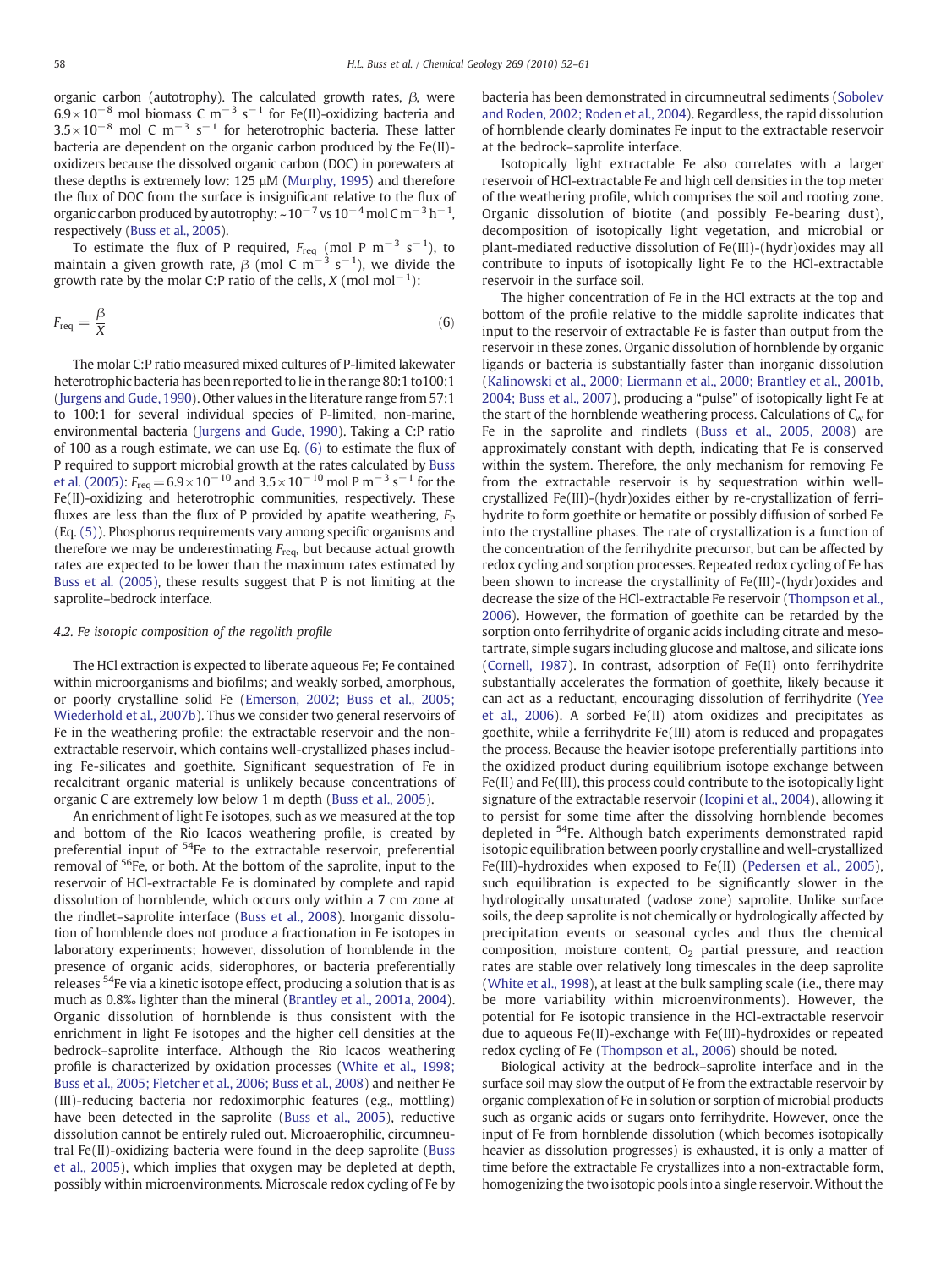organic carbon (autotrophy). The calculated growth rates, $\beta$, were $6.9\times10^{-8}$ mol biomass C $m^{-3}$ $s^{-1}$ for Fe(II)-oxidizing bacteria and $3.5\times10^{-8}$ mol C $m^{-3}$ $s^{-1}$ for heterotrophic bacteria. These latter bacteria are dependent on the organic carbon produced by the Fe(II)-oxidizers because the dissolved organic carbon (DOC) in porewaters at these depths is extremely low: 125 μM (Murphy, 1995) and therefore the flux of DOC from the surface is insignificant relative to the flux of organic carbon produced by autotrophy: ~$10^{-7}$ vs $10^{-4}$ mol C $m^{-3}$ $h^{-1}$, respectively (Buss et al., 2005).

To estimate the flux of P required, $F_{req}$ (mol P $m^{-3}$ $s^{-1}$), to maintain a given growth rate, $\beta$ (mol C $m^{-3}$ $s^{-1}$), we divide the growth rate by the molar C:P ratio of the cells, $X$ (mol $mol^{-1}$):

$$F_{req} = \frac{\beta}{X} \tag{6}$$

The molar C:P ratio measured mixed cultures of P-limited lakewater heterotrophic bacteria has been reported to lie in the range 80:1 to100:1 (Jurgens and Gude, 1990). Other values in the literature range from 57:1 to 100:1 for several individual species of P-limited, non-marine, environmental bacteria (Jurgens and Gude, 1990). Taking a C:P ratio of 100 as a rough estimate, we can use Eq. (6) to estimate the flux of P required to support microbial growth at the rates calculated by Buss et al. (2005): $F_{req}=6.9\times10^{-10}$ and $3.5\times10^{-10}$ mol P $m^{-3}$ $s^{-1}$ for the Fe(II)-oxidizing and heterotrophic communities, respectively. These fluxes are less than the flux of P provided by apatite weathering, $F_P$ (Eq. (5)). Phosphorus requirements vary among specific organisms and therefore we may be underestimating $F_{req}$, but because actual growth rates are expected to be lower than the maximum rates estimated by Buss et al. (2005), these results suggest that P is not limiting at the saprolite–bedrock interface.

### 4.2. Fe isotopic composition of the regolith profile

The HCl extraction is expected to liberate aqueous Fe; Fe contained within microorganisms and biofilms; and weakly sorbed, amorphous, or poorly crystalline solid Fe (Emerson, 2002; Buss et al., 2005; Wiederhold et al., 2007b). Thus we consider two general reservoirs of Fe in the weathering profile: the extractable reservoir and the non-extractable reservoir, which contains well-crystallized phases including Fe-silicates and goethite. Significant sequestration of Fe in recalcitrant organic material is unlikely because concentrations of organic C are extremely low below 1 m depth (Buss et al., 2005).

An enrichment of light Fe isotopes, such as we measured at the top and bottom of the Rio Icacos weathering profile, is created by preferential input of $^{54}$Fe to the extractable reservoir, preferential removal of $^{56}$Fe, or both. At the bottom of the saprolite, input to the reservoir of HCl-extractable Fe is dominated by complete and rapid dissolution of hornblende, which occurs only within a 7 cm zone at the rindlet–saprolite interface (Buss et al., 2008). Inorganic dissolution of hornblende does not produce a fractionation in Fe isotopes in laboratory experiments; however, dissolution of hornblende in the presence of organic acids, siderophores, or bacteria preferentially releases $^{54}$Fe via a kinetic isotope effect, producing a solution that is as much as 0.8‰ lighter than the mineral (Brantley et al., 2001a, 2004). Organic dissolution of hornblende is thus consistent with the enrichment in light Fe isotopes and the higher cell densities at the bedrock–saprolite interface. Although the Rio Icacos weathering profile is characterized by oxidation processes (White et al., 1998; Buss et al., 2005; Fletcher et al., 2006; Buss et al., 2008) and neither Fe (III)-reducing bacteria nor redoximorphic features (e.g., mottling) have been detected in the saprolite (Buss et al., 2005), reductive dissolution cannot be entirely ruled out. Microaerophilic, circumneutral Fe(II)-oxidizing bacteria were found in the deep saprolite (Buss et al., 2005), which implies that oxygen may be depleted at depth, possibly within microenvironments. Microscale redox cycling of Fe by bacteria has been demonstrated in circumneutral sediments (Sobolev and Roden, 2002; Roden et al., 2004). Regardless, the rapid dissolution of hornblende clearly dominates Fe input to the extractable reservoir at the bedrock–saprolite interface.

Isotopically light extractable Fe also correlates with a larger reservoir of HCl-extractable Fe and high cell densities in the top meter of the weathering profile, which comprises the soil and rooting zone. Organic dissolution of biotite (and possibly Fe-bearing dust), decomposition of isotopically light vegetation, and microbial or plant-mediated reductive dissolution of Fe(III)-(hydr)oxides may all contribute to inputs of isotopically light Fe to the HCl-extractable reservoir in the surface soil.

The higher concentration of Fe in the HCl extracts at the top and bottom of the profile relative to the middle saprolite indicates that input to the reservoir of extractable Fe is faster than output from the reservoir in these zones. Organic dissolution of hornblende by organic ligands or bacteria is substantially faster than inorganic dissolution (Kalinowski et al., 2000; Liermann et al., 2000; Brantley et al., 2001b, 2004; Buss et al., 2007), producing a "pulse" of isotopically light Fe at the start of the hornblende weathering process. Calculations of $C_w$ for Fe in the saprolite and rindlets (Buss et al., 2005, 2008) are approximately constant with depth, indicating that Fe is conserved within the system. Therefore, the only mechanism for removing Fe from the extractable reservoir is by sequestration within well-crystallized Fe(III)-(hydr)oxides either by re-crystallization of ferrihydrite to form goethite or hematite or possibly diffusion of sorbed Fe into the crystalline phases. The rate of crystallization is a function of the concentration of the ferrihydrite precursor, but can be affected by redox cycling and sorption processes. Repeated redox cycling of Fe has been shown to increase the crystallinity of Fe(III)-(hydr)oxides and decrease the size of the HCl-extractable Fe reservoir (Thompson et al., 2006). However, the formation of goethite can be retarded by the sorption onto ferrihydrite of organic acids including citrate and meso-tartrate, simple sugars including glucose and maltose, and silicate ions (Cornell, 1987). In contrast, adsorption of Fe(II) onto ferrihydrite substantially accelerates the formation of goethite, likely because it can act as a reductant, encouraging dissolution of ferrihydrite (Yee et al., 2006). A sorbed Fe(II) atom oxidizes and precipitates as goethite, while a ferrihydrite Fe(III) atom is reduced and propagates the process. Because the heavier isotope preferentially partitions into the oxidized product during equilibrium isotope exchange between Fe(II) and Fe(III), this process could contribute to the isotopically light signature of the extractable reservoir (Icopini et al., 2004), allowing it to persist for some time after the dissolving hornblende becomes depleted in $^{54}$Fe. Although batch experiments demonstrated rapid isotopic equilibration between poorly crystalline and well-crystallized Fe(III)-hydroxides when exposed to Fe(II) (Pedersen et al., 2005), such equilibration is expected to be significantly slower in the hydrologically unsaturated (vadose zone) saprolite. Unlike surface soils, the deep saprolite is not chemically or hydrologically affected by precipitation events or seasonal cycles and thus the chemical composition, moisture content, $O_2$ partial pressure, and reaction rates are stable over relatively long timescales in the deep saprolite (White et al., 1998), at least at the bulk sampling scale (i.e., there may be more variability within microenvironments). However, the potential for Fe isotopic transience in the HCl-extractable reservoir due to aqueous Fe(II)-exchange with Fe(III)-hydroxides or repeated redox cycling of Fe (Thompson et al., 2006) should be noted.

Biological activity at the bedrock–saprolite interface and in the surface soil may slow the output of Fe from the extractable reservoir by organic complexation of Fe in solution or sorption of microbial products such as organic acids or sugars onto ferrihydrite. However, once the input of Fe from hornblende dissolution (which becomes isotopically heavier as dissolution progresses) is exhausted, it is only a matter of time before the extractable Fe crystallizes into a non-extractable form, homogenizing the two isotopic pools into a single reservoir. Without the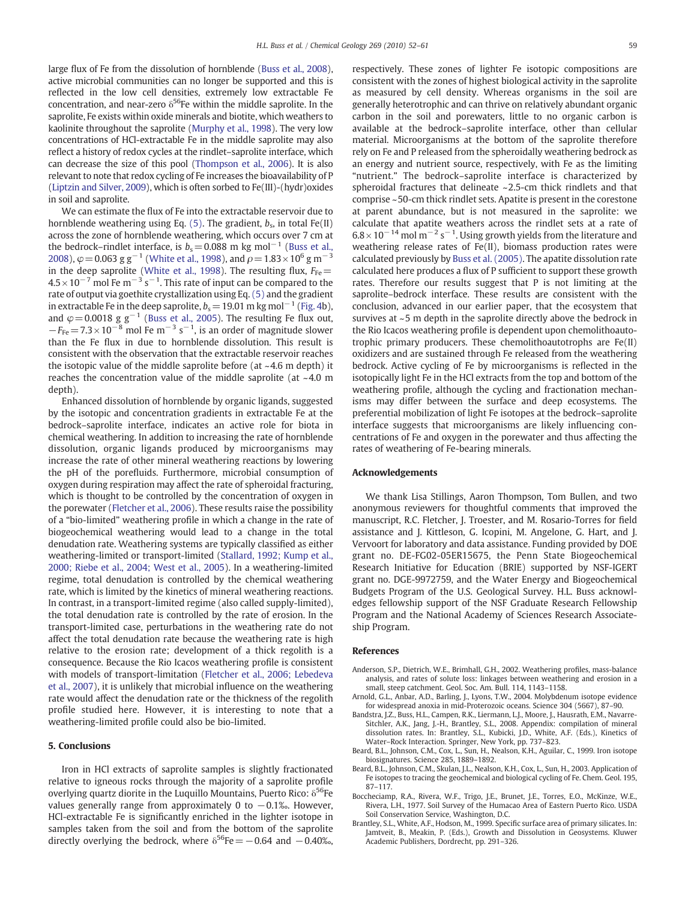large flux of Fe from the dissolution of hornblende (Buss et al., 2008), active microbial communities can no longer be supported and this is reflected in the low cell densities, extremely low extractable Fe concentration, and near-zero $\delta^{56}$Fe within the middle saprolite. In the saprolite, Fe exists within oxide minerals and biotite, which weathers to kaolinite throughout the saprolite (Murphy et al., 1998). The very low concentrations of HCl-extractable Fe in the middle saprolite may also reflect a history of redox cycles at the rindlet–saprolite interface, which can decrease the size of this pool (Thompson et al., 2006). It is also relevant to note that redox cycling of Fe increases the bioavailability of P (Liptzin and Silver, 2009), which is often sorbed to Fe(III)-(hydr)oxides in soil and saprolite.

We can estimate the flux of Fe into the extractable reservoir due to hornblende weathering using Eq. (5). The gradient, $b_s$, in total Fe(II) across the zone of hornblende weathering, which occurs over 7 cm at the bedrock–rindlet interface, is $b_s = 0.088$ m kg mol$^{-1}$ (Buss et al., 2008), $\varphi = 0.063$ g g$^{-1}$ (White et al., 1998), and $\rho = 1.83 \times 10^6$ g m$^{-3}$ in the deep saprolite (White et al., 1998). The resulting flux, $F_{Fe} = 4.5 \times 10^{-7}$ mol Fe m$^{-3}$ s$^{-1}$. This rate of input can be compared to the rate of output via goethite crystallization using Eq. (5) and the gradient in extractable Fe in the deep saprolite, $b_s = 19.01$ m kg mol$^{-1}$ (Fig. 4b), and $\varphi = 0.0018$ g g$^{-1}$ (Buss et al., 2005). The resulting Fe flux out, $-F_{Fe} = 7.3 \times 10^{-8}$ mol Fe m$^{-3}$ s$^{-1}$, is an order of magnitude slower than the Fe flux in due to hornblende dissolution. This result is consistent with the observation that the extractable reservoir reaches the isotopic value of the middle saprolite before (at ~4.6 m depth) it reaches the concentration value of the middle saprolite (at ~4.0 m depth).

Enhanced dissolution of hornblende by organic ligands, suggested by the isotopic and concentration gradients in extractable Fe at the bedrock–saprolite interface, indicates an active role for biota in chemical weathering. In addition to increasing the rate of hornblende dissolution, organic ligands produced by microorganisms may increase the rate of other mineral weathering reactions by lowering the pH of the porefluids. Furthermore, microbial consumption of oxygen during respiration may affect the rate of spheroidal fracturing, which is thought to be controlled by the concentration of oxygen in the porewater (Fletcher et al., 2006). These results raise the possibility of a "bio-limited" weathering profile in which a change in the rate of biogeochemical weathering would lead to a change in the total denudation rate. Weathering systems are typically classified as either weathering-limited or transport-limited (Stallard, 1992; Kump et al., 2000; Riebe et al., 2004; West et al., 2005). In a weathering-limited regime, total denudation is controlled by the chemical weathering rate, which is limited by the kinetics of mineral weathering reactions. In contrast, in a transport-limited regime (also called supply-limited), the total denudation rate is controlled by the rate of erosion. In the transport-limited case, perturbations in the weathering rate do not affect the total denudation rate because the weathering rate is high relative to the erosion rate; development of a thick regolith is a consequence. Because the Rio Icacos weathering profile is consistent with models of transport-limitation (Fletcher et al., 2006; Lebedeva et al., 2007), it is unlikely that microbial influence on the weathering rate would affect the denudation rate or the thickness of the regolith profile studied here. However, it is interesting to note that a weathering-limited profile could also be bio-limited.

## 5. Conclusions

Iron in HCl extracts of saprolite samples is slightly fractionated relative to igneous rocks through the majority of a saprolite profile overlying quartz diorite in the Luquillo Mountains, Puerto Rico: $\delta^{56}$Fe values generally range from approximately 0 to −0.1‰. However, HCl-extractable Fe is significantly enriched in the lighter isotope in samples taken from the soil and from the bottom of the saprolite directly overlying the bedrock, where $\delta^{56}$Fe = −0.64 and −0.40‰, respectively. These zones of lighter Fe isotopic compositions are consistent with the zones of highest biological activity in the saprolite as measured by cell density. Whereas organisms in the soil are generally heterotrophic and can thrive on relatively abundant organic carbon in the soil and porewaters, little to no organic carbon is available at the bedrock–saprolite interface, other than cellular material. Microorganisms at the bottom of the saprolite therefore rely on Fe and P released from the spheroidally weathering bedrock as an energy and nutrient source, respectively, with Fe as the limiting "nutrient." The bedrock–saprolite interface is characterized by spheroidal fractures that delineate ~2.5-cm thick rindlets and that comprise ~50-cm thick rindlet sets. Apatite is present in the corestone at parent abundance, but is not measured in the saprolite: we calculate that apatite weathers across the rindlet sets at a rate of $6.8 \times 10^{-14}$ mol m$^{-2}$ s$^{-1}$. Using growth yields from the literature and weathering release rates of Fe(II), biomass production rates were calculated previously by Buss et al. (2005). The apatite dissolution rate calculated here produces a flux of P sufficient to support these growth rates. Therefore our results suggest that P is not limiting at the saprolite–bedrock interface. These results are consistent with the conclusion, advanced in our earlier paper, that the ecosystem that survives at ~5 m depth in the saprolite directly above the bedrock in the Rio Icacos weathering profile is dependent upon chemolithoautotrophic primary producers. These chemolithoautotrophs are Fe(II) oxidizers and are sustained through Fe released from the weathering bedrock. Active cycling of Fe by microorganisms is reflected in the isotopically light Fe in the HCl extracts from the top and bottom of the weathering profile, although the cycling and fractionation mechanisms may differ between the surface and deep ecosystems. The preferential mobilization of light Fe isotopes at the bedrock–saprolite interface suggests that microorganisms are likely influencing concentrations of Fe and oxygen in the porewater and thus affecting the rates of weathering of Fe-bearing minerals.

## Acknowledgements

We thank Lisa Stillings, Aaron Thompson, Tom Bullen, and two anonymous reviewers for thoughtful comments that improved the manuscript, R.C. Fletcher, S. Troester, and M. Rosario-Torres for field assistance and J. Kittleson, G. Icopini, M. Angelone, G. Hart, and J. Vervoort for laboratory and data assistance. Funding provided by DOE grant no. DE-FG02-05ER15675, the Penn State Biogeochemical Research Initiative for Education (BRIE) supported by NSF-IGERT grant no. DGE-9972759, and the Water Energy and Biogeochemical Budgets Program of the U.S. Geological Survey. H.L. Buss acknowledges fellowship support of the NSF Graduate Research Fellowship Program and the National Academy of Sciences Research Associateship Program.

## References

Anderson, S.P., Dietrich, W.E., Brimhall, G.H., 2002. Weathering profiles, mass-balance analysis, and rates of solute loss: linkages between weathering and erosion in a small, steep catchment. Geol. Soc. Am. Bull. 114, 1143–1158.

Arnold, G.L., Anbar, A.D., Barling, J., Lyons, T.W., 2004. Molybdenum isotope evidence for widespread anoxia in mid-Proterozoic oceans. Science 304 (5667), 87–90.

Bandstra, J.Z., Buss, H.L., Campen, R.K., Liermann, L.J., Moore, J., Hausrath, E.M., Navarre-Sitchler, A.K., Jang, J.-H., Brantley, S.L., 2008. Appendix: compilation of mineral dissolution rates. In: Brantley, S.L., Kubicki, J.D., White, A.F. (Eds.), Kinetics of Water–Rock Interaction. Springer, New York, pp. 737–823.

Beard, B.L., Johnson, C.M., Cox, L., Sun, H., Nealson, K.H., Aguilar, C., 1999. Iron isotope biosignatures. Science 285, 1889–1892.

Beard, B.L., Johnson, C.M., Skulan, J.L., Nealson, K.H., Cox, L., Sun, H., 2003. Application of Fe isotopes to tracing the geochemical and biological cycling of Fe. Chem. Geol. 195, 87–117.

Boccheciamp, R.A., Rivera, W.F., Trigo, J.E., Brunet, J.E., Torres, E.O., McKinze, W.E., Rivera, L.H., 1977. Soil Survey of the Humacao Area of Eastern Puerto Rico. USDA Soil Conservation Service, Washington, D.C.

Brantley, S.L., White, A.F., Hodson, M., 1999. Specific surface area of primary silicates. In: Jamtveit, B., Meakin, P. (Eds.), Growth and Dissolution in Geosystems. Kluwer Academic Publishers, Dordrecht, pp. 291–326.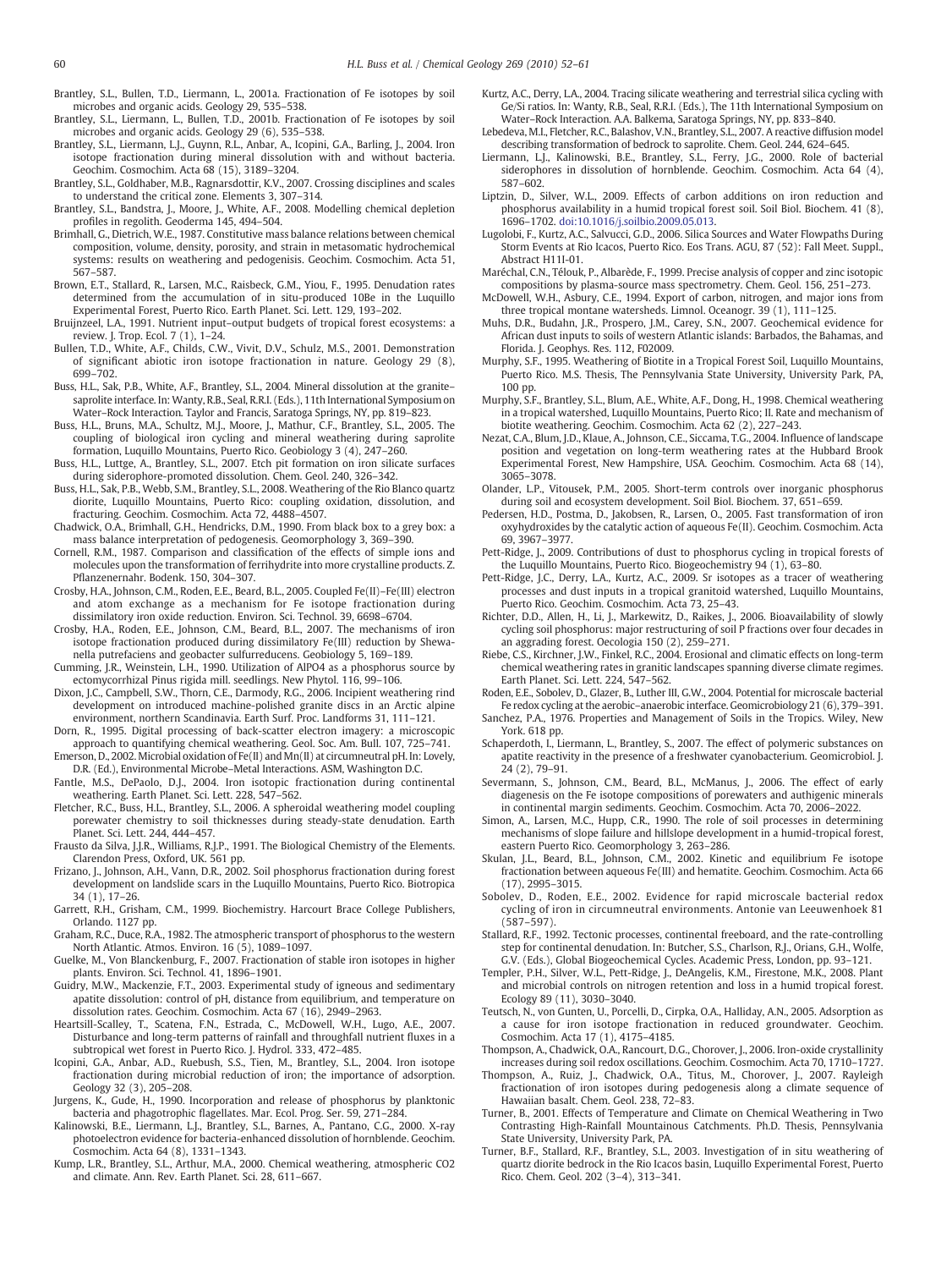Brantley, S.L., Bullen, T.D., Liermann, L., 2001a. Fractionation of Fe isotopes by soil microbes and organic acids. Geology 29, 535–538.

Brantley, S.L., Liermann, L., Bullen, T.D., 2001b. Fractionation of Fe isotopes by soil microbes and organic acids. Geology 29 (6), 535–538.

Brantley, S.L., Liermann, L.J., Guynn, R.L., Anbar, A., Icopini, G.A., Barling, J., 2004. Iron isotope fractionation during mineral dissolution with and without bacteria. Geochim. Cosmochim. Acta 68 (15), 3189–3204.

Brantley, S.L., Goldhaber, M.B., Ragnarsdottir, K.V., 2007. Crossing disciplines and scales to understand the critical zone. Elements 3, 307–314.

Brantley, S.L., Bandstra, J., Moore, J., White, A.F., 2008. Modelling chemical depletion profiles in regolith. Geoderma 145, 494–504.

Brimhall, G., Dietrich, W.E., 1987. Constitutive mass balance relations between chemical composition, volume, density, porosity, and strain in metasomatic hydrochemical systems: results on weathering and pedogenisis. Geochim. Cosmochim. Acta 51, 567–587.

Brown, E.T., Stallard, R., Larsen, M.C., Raisbeck, G.M., Yiou, F., 1995. Denudation rates determined from the accumulation of in situ-produced 10Be in the Luquillo Experimental Forest, Puerto Rico. Earth Planet. Sci. Lett. 129, 193–202.

Bruijnzeel, L.A., 1991. Nutrient input–output budgets of tropical forest ecosystems: a review. J. Trop. Ecol. 7 (1), 1–24.

Bullen, T.D., White, A.F., Childs, C.W., Vivit, D.V., Schulz, M.S., 2001. Demonstration of significant abiotic iron isotope fractionation in nature. Geology 29 (8), 699–702.

Buss, H.L., Sak, P.B., White, A.F., Brantley, S.L., 2004. Mineral dissolution at the granite–saprolite interface. In: Wanty, R.B., Seal, R.R.I. (Eds.), 11th International Symposium on Water–Rock Interaction. Taylor and Francis, Saratoga Springs, NY, pp. 819–823.

Buss, H.L., Bruns, M.A., Schultz, M.J., Moore, J., Mathur, C.F., Brantley, S.L., 2005. The coupling of biological iron cycling and mineral weathering during saprolite formation, Luquillo Mountains, Puerto Rico. Geobiology 3 (4), 247–260.

Buss, H.L., Luttge, A., Brantley, S.L., 2007. Etch pit formation on iron silicate surfaces during siderophore-promoted dissolution. Chem. Geol. 240, 326–342.

Buss, H.L., Sak, P.B., Webb, S.M., Brantley, S.L., 2008. Weathering of the Rio Blanco quartz diorite, Luquillo Mountains, Puerto Rico: coupling oxidation, dissolution, and fracturing. Geochim. Cosmochim. Acta 72, 4488–4507.

Chadwick, O.A., Brimhall, G.H., Hendricks, D.M., 1990. From black box to a grey box: a mass balance interpretation of pedogenesis. Geomorphology 3, 369–390.

Cornell, R.M., 1987. Comparison and classification of the effects of simple ions and molecules upon the transformation of ferrihydrite into more crystalline products. Z. Pflanzenernahr. Bodenk. 150, 304–307.

Crosby, H.A., Johnson, C.M., Roden, E.E., Beard, B.L., 2005. Coupled Fe(II)–Fe(III) electron and atom exchange as a mechanism for Fe isotope fractionation during dissimilatory iron oxide reduction. Environ. Sci. Technol. 39, 6698–6704.

Crosby, H.A., Roden, E.E., Johnson, C.M., Beard, B.L., 2007. The mechanisms of iron isotope fractionation produced during dissimilatory Fe(III) reduction by Shewanella putrefaciens and geobacter sulfurreducens. Geobiology 5, 169–189.

Cumming, J.R., Weinstein, L.H., 1990. Utilization of AlPO4 as a phosphorus source by ectomycorrhizal Pinus rigida mill. seedlings. New Phytol. 116, 99–106.

Dixon, J.C., Campbell, S.W., Thorn, C.E., Darmody, R.G., 2006. Incipient weathering rind development on introduced machine-polished granite discs in an Arctic alpine environment, northern Scandinavia. Earth Surf. Proc. Landforms 31, 111–121.

Dorn, R., 1995. Digital processing of back-scatter electron imagery: a microscopic approach to quantifying chemical weathering. Geol. Soc. Am. Bull. 107, 725–741.

Emerson, D., 2002. Microbial oxidation of Fe(II) and Mn(II) at circumneutral pH. In: Lovely, D.R. (Ed.), Environmental Microbe–Metal Interactions. ASM, Washington D.C.

Fantle, M.S., DePaolo, D.J., 2004. Iron isotopic fractionation during continental weathering. Earth Planet. Sci. Lett. 228, 547–562.

Fletcher, R.C., Buss, H.L., Brantley, S.L., 2006. A spheroidal weathering model coupling porewater chemistry to soil thicknesses during steady-state denudation. Earth Planet. Sci. Lett. 244, 444–457.

Frausto da Silva, J.J.R., Williams, R.J.P., 1991. The Biological Chemistry of the Elements. Clarendon Press, Oxford, UK. 561 pp.

Frizano, J., Johnson, A.H., Vann, D.R., 2002. Soil phosphorus fractionation during forest development on landslide scars in the Luquillo Mountains, Puerto Rico. Biotropica 34 (1), 17–26.

Garrett, R.H., Grisham, C.M., 1999. Biochemistry. Harcourt Brace College Publishers, Orlando. 1127 pp.

Graham, R.C., Duce, R.A., 1982. The atmospheric transport of phosphorus to the western North Atlantic. Atmos. Environ. 16 (5), 1089–1097.

Guelke, M., Von Blanckenburg, F., 2007. Fractionation of stable iron isotopes in higher plants. Environ. Sci. Technol. 41, 1896–1901.

Guidry, M.W., Mackenzie, F.T., 2003. Experimental study of igneous and sedimentary apatite dissolution: control of pH, distance from equilibrium, and temperature on dissolution rates. Geochim. Cosmochim. Acta 67 (16), 2949–2963.

Heartsill-Scalley, T., Scatena, F.N., Estrada, C., McDowell, W.H., Lugo, A.E., 2007. Disturbance and long-term patterns of rainfall and throughfall nutrient fluxes in a subtropical wet forest in Puerto Rico. J. Hydrol. 333, 472–485.

Icopini, G.A., Anbar, A.D., Ruebush, S.S., Tien, M., Brantley, S.L., 2004. Iron isotope fractionation during microbial reduction of iron; the importance of adsorption. Geology 32 (3), 205–208.

Jurgens, K., Gude, H., 1990. Incorporation and release of phosphorus by planktonic bacteria and phagotrophic flagellates. Mar. Ecol. Prog. Ser. 59, 271–284.

Kalinowski, B.E., Liermann, L.J., Brantley, S.L., Barnes, A., Pantano, C.G., 2000. X-ray photoelectron evidence for bacteria-enhanced dissolution of hornblende. Geochim. Cosmochim. Acta 64 (8), 1331–1343.

Kump, L.R., Brantley, S.L., Arthur, M.A., 2000. Chemical weathering, atmospheric CO2 and climate. Ann. Rev. Earth Planet. Sci. 28, 611–667.

Kurtz, A.C., Derry, L.A., 2004. Tracing silicate weathering and terrestrial silica cycling with Ge/Si ratios. In: Wanty, R.B., Seal, R.R.I. (Eds.), The 11th International Symposium on Water–Rock Interaction. A.A. Balkema, Saratoga Springs, NY, pp. 833–840.

Lebedeva, M.I., Fletcher, R.C., Balashov, V.N., Brantley, S.L., 2007. A reactive diffusion model describing transformation of bedrock to saprolite. Chem. Geol. 244, 624–645.

Liermann, L.J., Kalinowski, B.E., Brantley, S.L., Ferry, J.G., 2000. Role of bacterial siderophores in dissolution of hornblende. Geochim. Cosmochim. Acta 64 (4), 587–602.

Liptzin, D., Silver, W.L., 2009. Effects of carbon additions on iron reduction and phosphorus availability in a humid tropical forest soil. Soil Biol. Biochem. 41 (8), 1696–1702. doi:10.1016/j.soilbio.2009.05.013.

Lugolobi, F., Kurtz, A.C., Salvucci, G.D., 2006. Silica Sources and Water Flowpaths During Storm Events at Rio Icacos, Puerto Rico. Eos Trans. AGU, 87 (52): Fall Meet. Suppl., Abstract H11I-01.

Maréchal, C.N., Télouk, P., Albarède, F., 1999. Precise analysis of copper and zinc isotopic compositions by plasma-source mass spectrometry. Chem. Geol. 156, 251–273.

McDowell, W.H., Asbury, C.E., 1994. Export of carbon, nitrogen, and major ions from three tropical montane watersheds. Limnol. Oceanogr. 39 (1), 111–125.

Muhs, D.R., Budahn, J.R., Prospero, J.M., Carey, S.N., 2007. Geochemical evidence for African dust inputs to soils of western Atlantic islands: Barbados, the Bahamas, and Florida. J. Geophys. Res. 112, F02009.

Murphy, S.F., 1995. Weathering of Biotite in a Tropical Forest Soil, Luquillo Mountains, Puerto Rico. M.S. Thesis, The Pennsylvania State University, University Park, PA, 100 pp.

Murphy, S.F., Brantley, S.L., Blum, A.E., White, A.F., Dong, H., 1998. Chemical weathering in a tropical watershed, Luquillo Mountains, Puerto Rico; II. Rate and mechanism of biotite weathering. Geochim. Cosmochim. Acta 62 (2), 227–243.

Nezat, C.A., Blum, J.D., Klaue, A., Johnson, C.E., Siccama, T.G., 2004. Influence of landscape position and vegetation on long-term weathering rates at the Hubbard Brook Experimental Forest, New Hampshire, USA. Geochim. Cosmochim. Acta 68 (14), 3065–3078.

Olander, L.P., Vitousek, P.M., 2005. Short-term controls over inorganic phosphorus during soil and ecosystem development. Soil Biol. Biochem. 37, 651–659.

Pedersen, H.D., Postma, D., Jakobsen, R., Larsen, O., 2005. Fast transformation of iron oxyhydroxides by the catalytic action of aqueous Fe(II). Geochim. Cosmochim. Acta 69, 3967–3977.

Pett-Ridge, J., 2009. Contributions of dust to phosphorus cycling in tropical forests of the Luquillo Mountains, Puerto Rico. Biogeochemistry 94 (1), 63–80.

Pett-Ridge, J.C., Derry, L.A., Kurtz, A.C., 2009. Sr isotopes as a tracer of weathering processes and dust inputs in a tropical granitoid watershed, Luquillo Mountains, Puerto Rico. Geochim. Cosmochim. Acta 73, 25–43.

Richter, D.D., Allen, H., Li, J., Markewitz, D., Raikes, J., 2006. Bioavailability of slowly cycling soil phosphorus: major restructuring of soil P fractions over four decades in an aggrading forest. Oecologia 150 (2), 259–271.

Riebe, C.S., Kirchner, J.W., Finkel, R.C., 2004. Erosional and climatic effects on long-term chemical weathering rates in granitic landscapes spanning diverse climate regimes. Earth Planet. Sci. Lett. 224, 547–562.

Roden, E.E., Sobolev, D., Glazer, B., Luther III, G.W., 2004. Potential for microscale bacterial Fe redox cycling at the aerobic–anaerobic interface. Geomicrobiology 21 (6), 379–391.

Sanchez, P.A., 1976. Properties and Management of Soils in the Tropics. Wiley, New York. 618 pp.

Schaperdoth, I., Liermann, L., Brantley, S., 2007. The effect of polymeric substances on apatite reactivity in the presence of a freshwater cyanobacterium. Geomicrobiol. J. 24 (2), 79–91.

Severmann, S., Johnson, C.M., Beard, B.L., McManus, J., 2006. The effect of early diagenesis on the Fe isotope compositions of porewaters and authigenic minerals in continental margin sediments. Geochim. Cosmochim. Acta 70, 2006–2022.

Simon, A., Larsen, M.C., Hupp, C.R., 1990. The role of soil processes in determining mechanisms of slope failure and hillslope development in a humid-tropical forest, eastern Puerto Rico. Geomorphology 3, 263–286.

Skulan, J.L., Beard, B.L., Johnson, C.M., 2002. Kinetic and equilibrium Fe isotope fractionation between aqueous Fe(III) and hematite. Geochim. Cosmochim. Acta 66 (17), 2995–3015.

Sobolev, D., Roden, E.E., 2002. Evidence for rapid microscale bacterial redox cycling of iron in circumneutral environments. Antonie van Leeuwenhoek 81 (587–597).

Stallard, R.F., 1992. Tectonic processes, continental freeboard, and the rate-controlling step for continental denudation. In: Butcher, S.S., Charlson, R.J., Orians, G.H., Wolfe, G.V. (Eds.), Global Biogeochemical Cycles. Academic Press, London, pp. 93–121.

Templer, P.H., Silver, W.L., Pett-Ridge, J., DeAngelis, K.M., Firestone, M.K., 2008. Plant and microbial controls on nitrogen retention and loss in a humid tropical forest. Ecology 89 (11), 3030–3040.

Teutsch, N., von Gunten, U., Porcelli, D., Cirpka, O.A., Halliday, A.N., 2005. Adsorption as a cause for iron isotope fractionation in reduced groundwater. Geochim. Cosmochim. Acta 17 (1), 4175–4185.

Thompson, A., Chadwick, O.A., Rancourt, D.G., Chorover, J., 2006. Iron-oxide crystallinity increases during soil redox oscillations. Geochim. Cosmochim. Acta 70, 1710–1727.

Thompson, A., Ruiz, J., Chadwick, O.A., Titus, M., Chorover, J., 2007. Rayleigh fractionation of iron isotopes during pedogenesis along a climate sequence of Hawaiian basalt. Chem. Geol. 238, 72–83.

Turner, B., 2001. Effects of Temperature and Climate on Chemical Weathering in Two Contrasting High-Rainfall Mountainous Catchments. Ph.D. Thesis, Pennsylvania State University, University Park, PA.

Turner, B.F., Stallard, R.F., Brantley, S.L., 2003. Investigation of in situ weathering of quartz diorite bedrock in the Rio Icacos basin, Luquillo Experimental Forest, Puerto Rico. Chem. Geol. 202 (3–4), 313–341.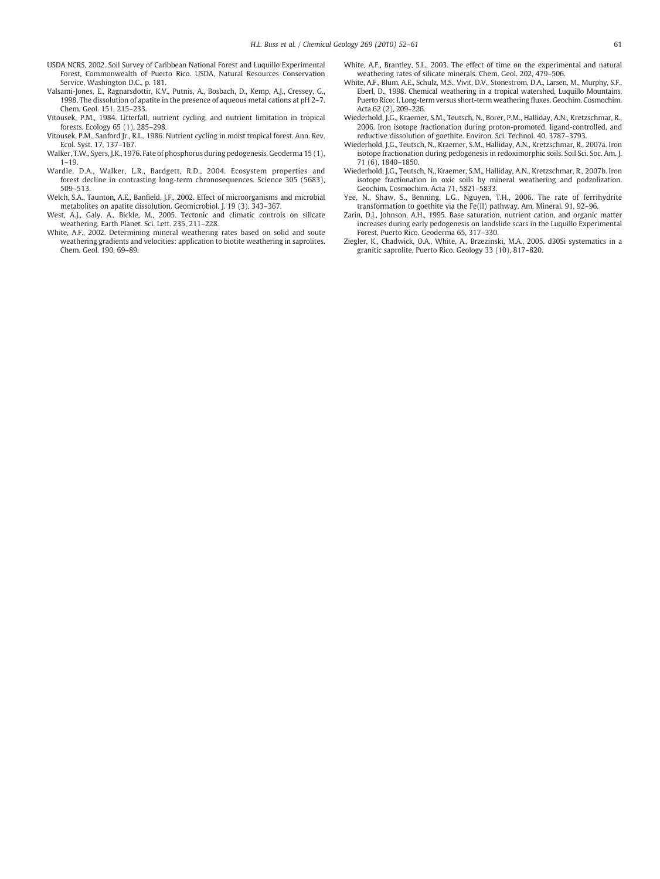USDA NCRS, 2002. Soil Survey of Caribbean National Forest and Luquillo Experimental Forest, Commonwealth of Puerto Rico. USDA, Natural Resources Conservation Service, Washington D.C., p. 181.

Valsami-Jones, E., Ragnarsdottir, K.V., Putnis, A., Bosbach, D., Kemp, A.J., Cressey, G., 1998. The dissolution of apatite in the presence of aqueous metal cations at pH 2–7. Chem. Geol. 151, 215–233.

Vitousek, P.M., 1984. Litterfall, nutrient cycling, and nutrient limitation in tropical forests. Ecology 65 (1), 285–298.

Vitousek, P.M., Sanford Jr., R.L., 1986. Nutrient cycling in moist tropical forest. Ann. Rev. Ecol. Syst. 17, 137–167.

Walker, T.W., Syers, J.K., 1976. Fate of phosphorus during pedogenesis. Geoderma 15 (1), 1–19.

Wardle, D.A., Walker, L.R., Bardgett, R.D., 2004. Ecosystem properties and forest decline in contrasting long-term chronosequences. Science 305 (5683), 509–513.

Welch, S.A., Taunton, A.E., Banfield, J.F., 2002. Effect of microorganisms and microbial metabolites on apatite dissolution. Geomicrobiol. J. 19 (3), 343–367.

West, A.J., Galy, A., Bickle, M., 2005. Tectonic and climatic controls on silicate weathering. Earth Planet. Sci. Lett. 235, 211–228.

White, A.F., 2002. Determining mineral weathering rates based on solid and soute weathering gradients and velocities: application to biotite weathering in saprolites. Chem. Geol. 190, 69–89.

White, A.F., Brantley, S.L., 2003. The effect of time on the experimental and natural weathering rates of silicate minerals. Chem. Geol. 202, 479–506.

White, A.F., Blum, A.E., Schulz, M.S., Vivit, D.V., Stonestrom, D.A., Larsen, M., Murphy, S.F., Eberl, D., 1998. Chemical weathering in a tropical watershed, Luquillo Mountains, Puerto Rico: I. Long-term versus short-term weathering fluxes. Geochim. Cosmochim. Acta 62 (2), 209–226.

Wiederhold, J.G., Kraemer, S.M., Teutsch, N., Borer, P.M., Halliday, A.N., Kretzschmar, R., 2006. Iron isotope fractionation during proton-promoted, ligand-controlled, and reductive dissolution of goethite. Environ. Sci. Technol. 40, 3787–3793.

Wiederhold, J.G., Teutsch, N., Kraemer, S.M., Halliday, A.N., Kretzschmar, R., 2007a. Iron isotope fractionation during pedogenesis in redoximorphic soils. Soil Sci. Soc. Am. J. 71 (6), 1840–1850.

Wiederhold, J.G., Teutsch, N., Kraemer, S.M., Halliday, A.N., Kretzschmar, R., 2007b. Iron isotope fractionation in oxic soils by mineral weathering and podzolization. Geochim. Cosmochim. Acta 71, 5821–5833.

Yee, N., Shaw, S., Benning, L.G., Nguyen, T.H., 2006. The rate of ferrihydrite transformation to goethite via the Fe(II) pathway. Am. Mineral. 91, 92–96.

Zarin, D.J., Johnson, A.H., 1995. Base saturation, nutrient cation, and organic matter increases during early pedogenesis on landslide scars in the Luquillo Experimental Forest, Puerto Rico. Geoderma 65, 317–330.

Ziegler, K., Chadwick, O.A., White, A., Brzezinski, M.A., 2005. d30Si systematics in a granitic saprolite, Puerto Rico. Geology 33 (10), 817–820.